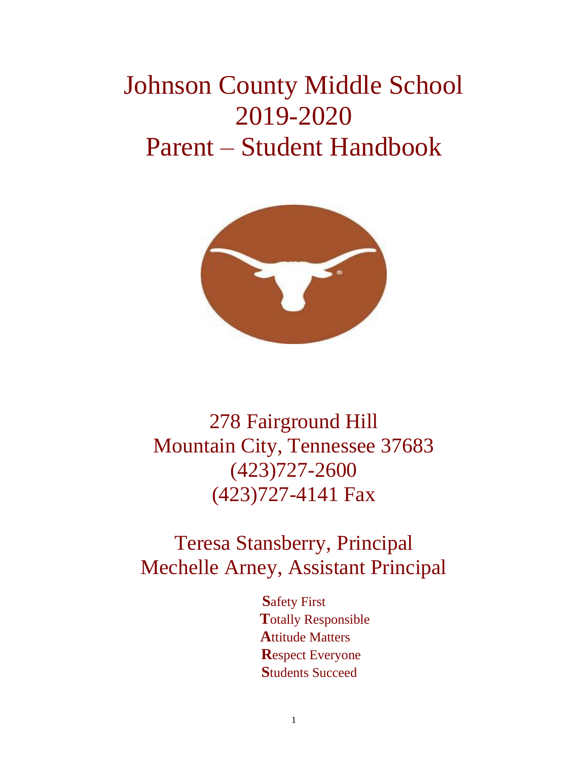# Johnson County Middle School
# 2019-2020
# Parent – Student Handbook

278 Fairground Hill
Mountain City, Tennessee 37683
(423)727-2600
(423)727-4141 Fax

Teresa Stansberry, Principal
Mechelle Arney, Assistant Principal

**S**afety First
**T**otally Responsible
**A**ttitude Matters
**R**espect Everyone
**S**tudents Succeed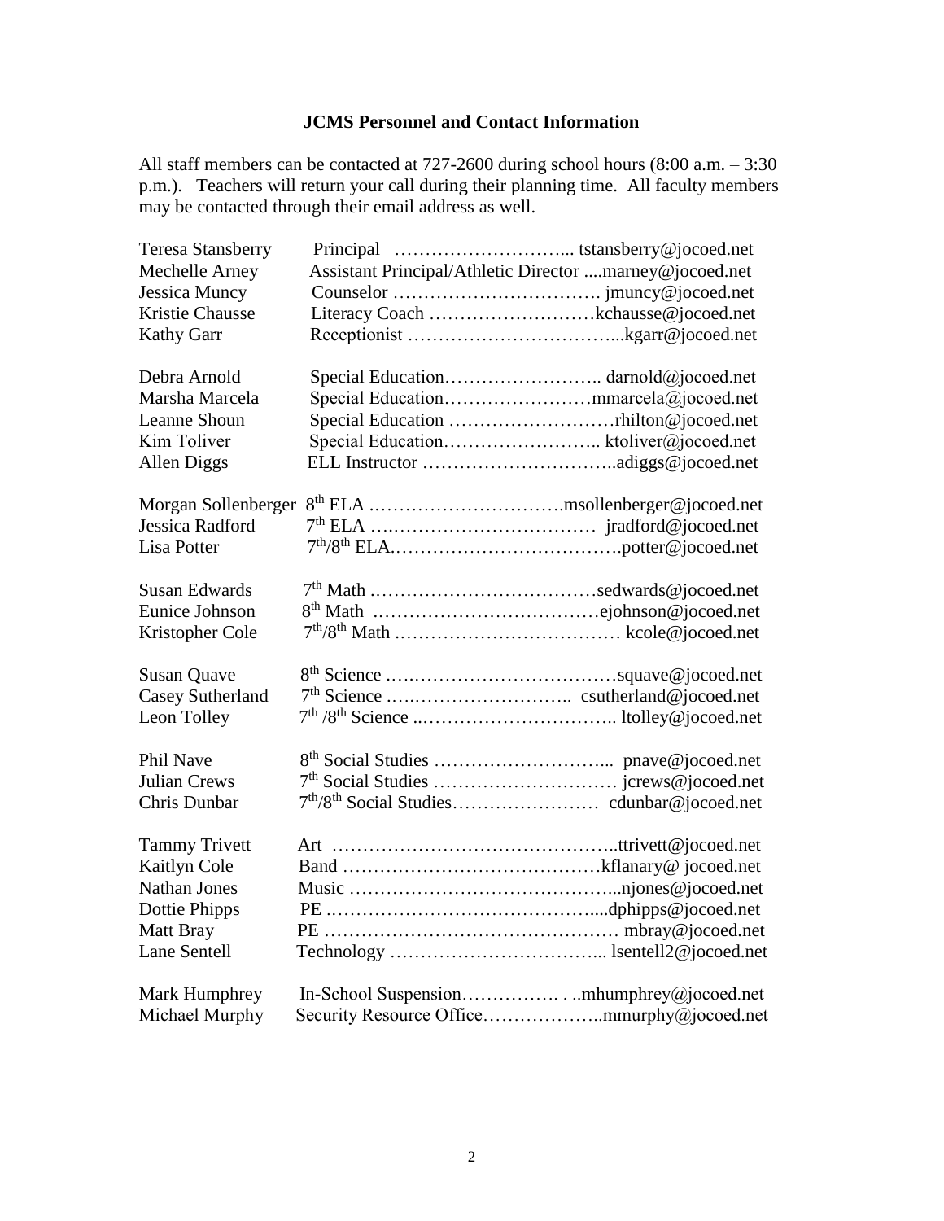## JCMS Personnel and Contact Information

All staff members can be contacted at 727-2600 during school hours (8:00 a.m. – 3:30 p.m.). Teachers will return your call during their planning time. All faculty members may be contacted through their email address as well.

| Name | Position | Email |
|---|---|---|
| Teresa Stansberry | Principal | tstansberry@jocoed.net |
| Mechelle Arney | Assistant Principal/Athletic Director | marney@jocoed.net |
| Jessica Muncy | Counselor | jmuncy@jocoed.net |
| Kristie Chausse | Literacy Coach | kchausse@jocoed.net |
| Kathy Garr | Receptionist | kgarr@jocoed.net |
| Debra Arnold | Special Education | darnold@jocoed.net |
| Marsha Marcela | Special Education | mmarcela@jocoed.net |
| Leanne Shoun | Special Education | rhilton@jocoed.net |
| Kim Toliver | Special Education | ktoliver@jocoed.net |
| Allen Diggs | ELL Instructor | adiggs@jocoed.net |
| Morgan Sollenberger | 8th ELA | msollenberger@jocoed.net |
| Jessica Radford | 7th ELA | jradford@jocoed.net |
| Lisa Potter | 7th/8th ELA | potter@jocoed.net |
| Susan Edwards | 7th Math | sedwards@jocoed.net |
| Eunice Johnson | 8th Math | ejohnson@jocoed.net |
| Kristopher Cole | 7th/8th Math | kcole@jocoed.net |
| Susan Quave | 8th Science | squave@jocoed.net |
| Casey Sutherland | 7th Science | csutherland@jocoed.net |
| Leon Tolley | 7th /8th Science | ltolley@jocoed.net |
| Phil Nave | 8th Social Studies | pnave@jocoed.net |
| Julian Crews | 7th Social Studies | jcrews@jocoed.net |
| Chris Dunbar | 7th/8th Social Studies | cdunbar@jocoed.net |
| Tammy Trivett | Art | ttrivett@jocoed.net |
| Kaitlyn Cole | Band | kflanary@ jocoed.net |
| Nathan Jones | Music | njones@jocoed.net |
| Dottie Phipps | PE | dphipps@jocoed.net |
| Matt Bray | PE | mbray@jocoed.net |
| Lane Sentell | Technology | lsentell2@jocoed.net |
| Mark Humphrey | In-School Suspension | mhumphrey@jocoed.net |
| Michael Murphy | Security Resource Office | mmurphy@jocoed.net |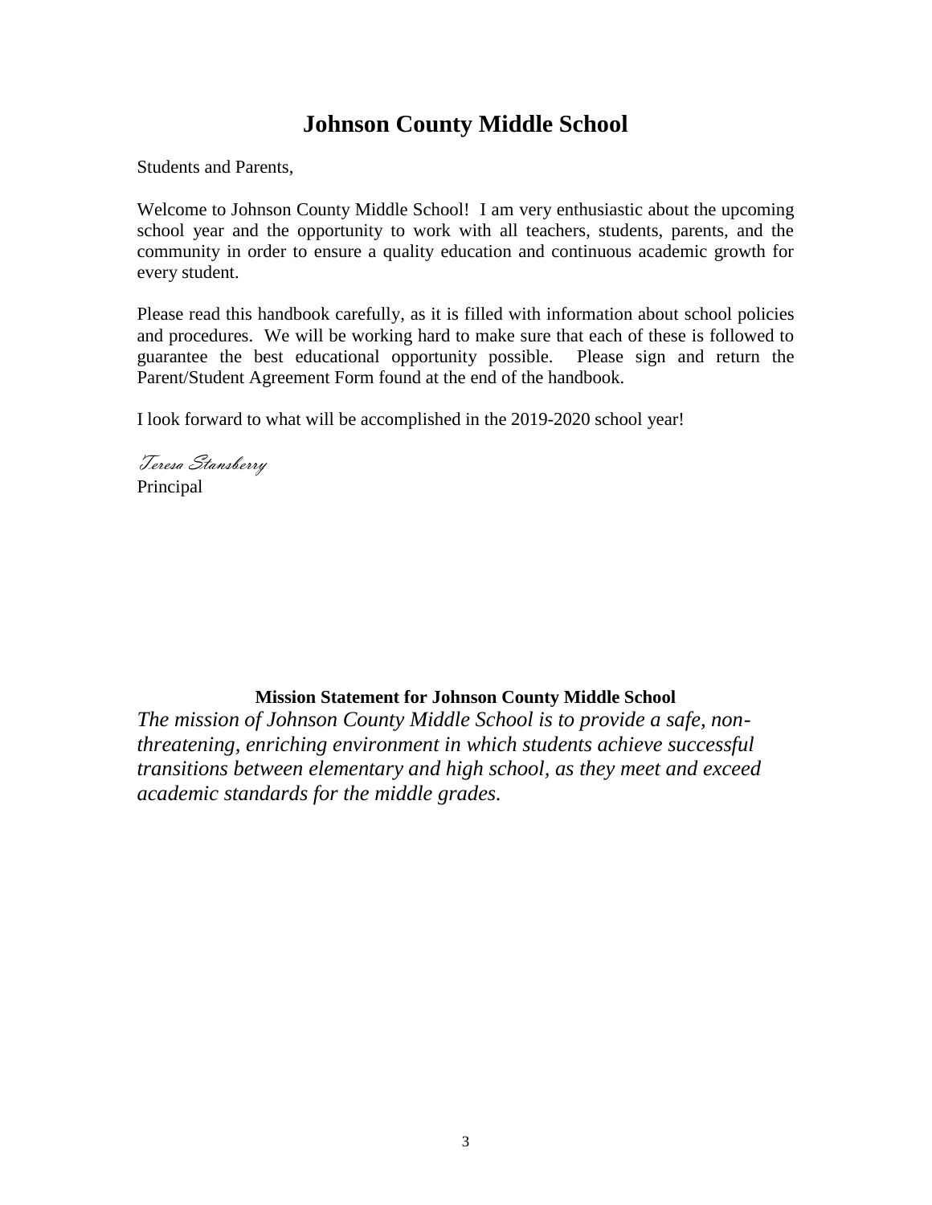# Johnson County Middle School

Students and Parents,

Welcome to Johnson County Middle School! I am very enthusiastic about the upcoming school year and the opportunity to work with all teachers, students, parents, and the community in order to ensure a quality education and continuous academic growth for every student.

Please read this handbook carefully, as it is filled with information about school policies and procedures. We will be working hard to make sure that each of these is followed to guarantee the best educational opportunity possible. Please sign and return the Parent/Student Agreement Form found at the end of the handbook.

I look forward to what will be accomplished in the 2019-2020 school year!

*Teresa Stansberry*
Principal

**Mission Statement for Johnson County Middle School**

*The mission of Johnson County Middle School is to provide a safe, non-threatening, enriching environment in which students achieve successful transitions between elementary and high school, as they meet and exceed academic standards for the middle grades.*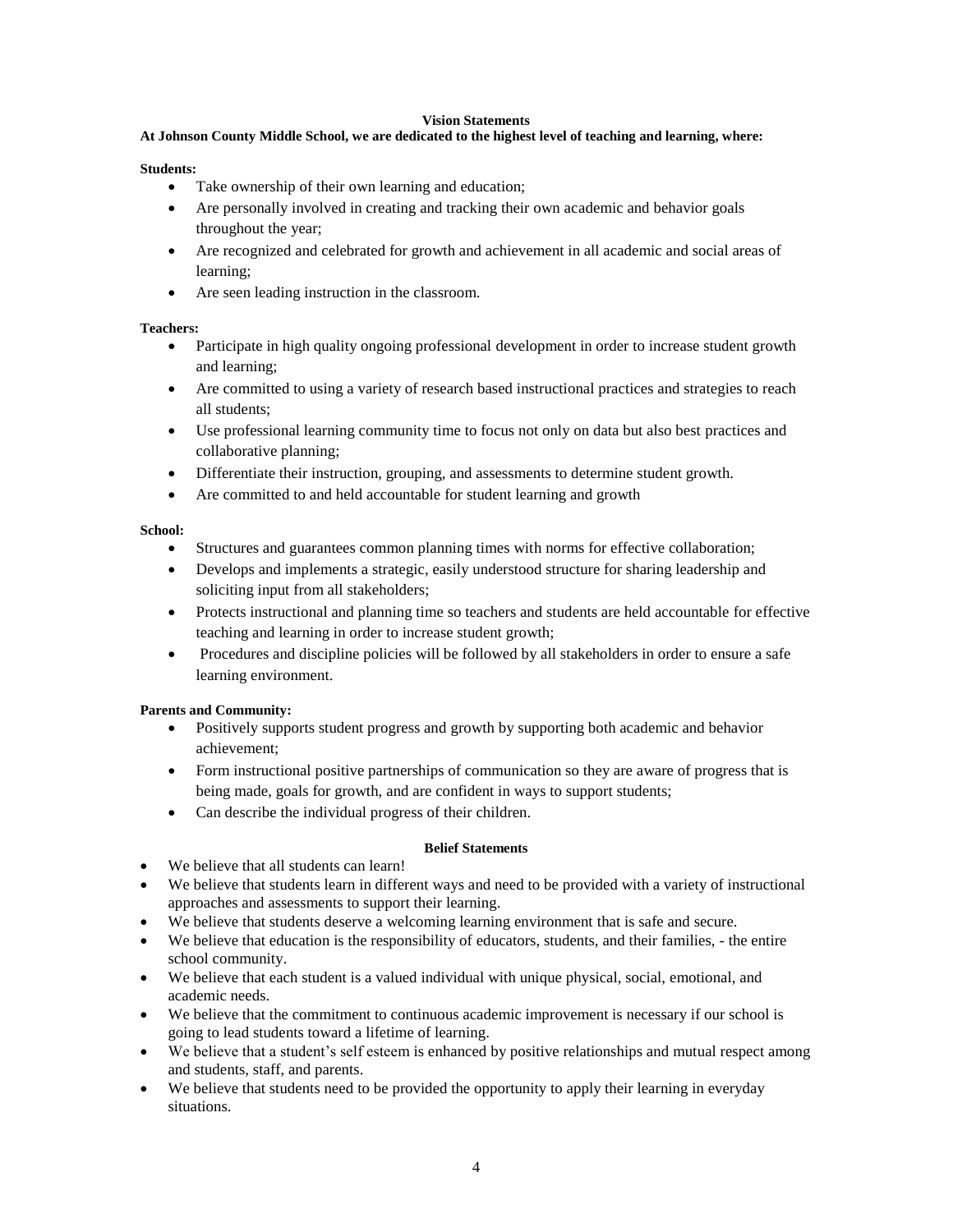## Vision Statements

**At Johnson County Middle School, we are dedicated to the highest level of teaching and learning, where:**

**Students:**

- Take ownership of their own learning and education;
- Are personally involved in creating and tracking their own academic and behavior goals throughout the year;
- Are recognized and celebrated for growth and achievement in all academic and social areas of learning;
- Are seen leading instruction in the classroom.

**Teachers:**

- Participate in high quality ongoing professional development in order to increase student growth and learning;
- Are committed to using a variety of research based instructional practices and strategies to reach all students;
- Use professional learning community time to focus not only on data but also best practices and collaborative planning;
- Differentiate their instruction, grouping, and assessments to determine student growth.
- Are committed to and held accountable for student learning and growth

**School:**

- Structures and guarantees common planning times with norms for effective collaboration;
- Develops and implements a strategic, easily understood structure for sharing leadership and soliciting input from all stakeholders;
- Protects instructional and planning time so teachers and students are held accountable for effective teaching and learning in order to increase student growth;
- Procedures and discipline policies will be followed by all stakeholders in order to ensure a safe learning environment.

**Parents and Community:**

- Positively supports student progress and growth by supporting both academic and behavior achievement;
- Form instructional positive partnerships of communication so they are aware of progress that is being made, goals for growth, and are confident in ways to support students;
- Can describe the individual progress of their children.

## Belief Statements

- We believe that all students can learn!
- We believe that students learn in different ways and need to be provided with a variety of instructional approaches and assessments to support their learning.
- We believe that students deserve a welcoming learning environment that is safe and secure.
- We believe that education is the responsibility of educators, students, and their families, - the entire school community.
- We believe that each student is a valued individual with unique physical, social, emotional, and academic needs.
- We believe that the commitment to continuous academic improvement is necessary if our school is going to lead students toward a lifetime of learning.
- We believe that a student's self esteem is enhanced by positive relationships and mutual respect among and students, staff, and parents.
- We believe that students need to be provided the opportunity to apply their learning in everyday situations.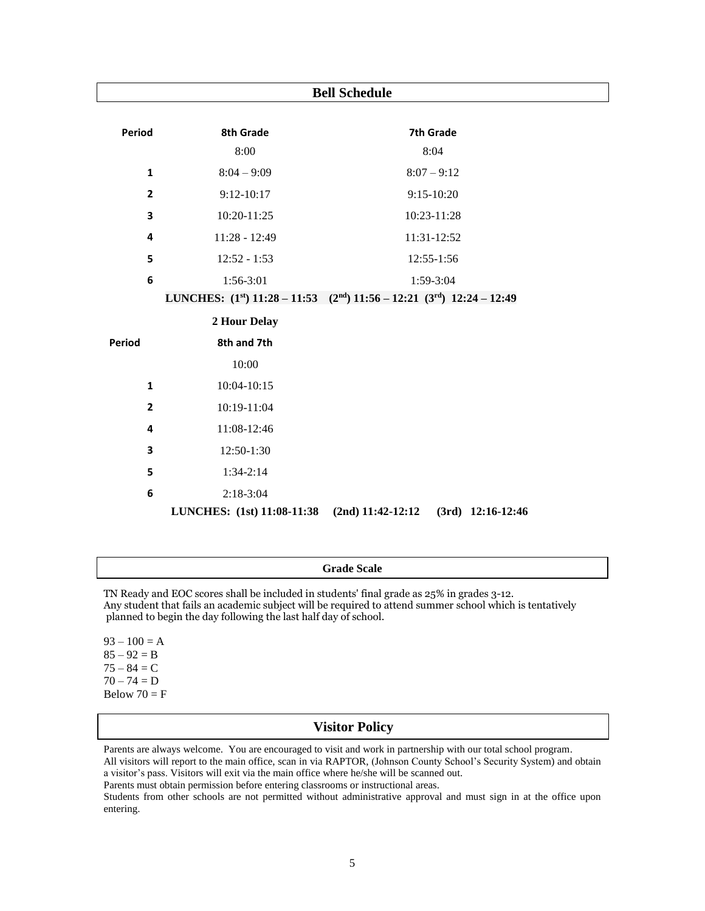## Bell Schedule

| Period | 8th Grade | 7th Grade |
|---|---|---|
| | 8:00 | 8:04 |
| 1 | 8:04 – 9:09 | 8:07 – 9:12 |
| 2 | 9:12-10:17 | 9:15-10:20 |
| 3 | 10:20-11:25 | 10:23-11:28 |
| 4 | 11:28 - 12:49 | 11:31-12:52 |
| 5 | 12:52 - 1:53 | 12:55-1:56 |
| 6 | 1:56-3:01 | 1:59-3:04 |

**LUNCHES: (1st) 11:28 – 11:53 (2nd) 11:56 – 12:21 (3rd) 12:24 – 12:49**

**2 Hour Delay**

| Period | 8th and 7th |
|---|---|
| | 10:00 |
| 1 | 10:04-10:15 |
| 2 | 10:19-11:04 |
| 4 | 11:08-12:46 |
| 3 | 12:50-1:30 |
| 5 | 1:34-2:14 |
| 6 | 2:18-3:04 |

**LUNCHES: (1st) 11:08-11:38 (2nd) 11:42-12:12 (3rd) 12:16-12:46**

## Grade Scale

TN Ready and EOC scores shall be included in students' final grade as 25% in grades 3-12.
Any student that fails an academic subject will be required to attend summer school which is tentatively planned to begin the day following the last half day of school.

93 – 100 = A
85 – 92 = B
75 – 84 = C
70 – 74 = D
Below 70 = F

## Visitor Policy

Parents are always welcome. You are encouraged to visit and work in partnership with our total school program.
All visitors will report to the main office, scan in via RAPTOR, (Johnson County School's Security System) and obtain a visitor's pass. Visitors will exit via the main office where he/she will be scanned out.
Parents must obtain permission before entering classrooms or instructional areas.
Students from other schools are not permitted without administrative approval and must sign in at the office upon entering.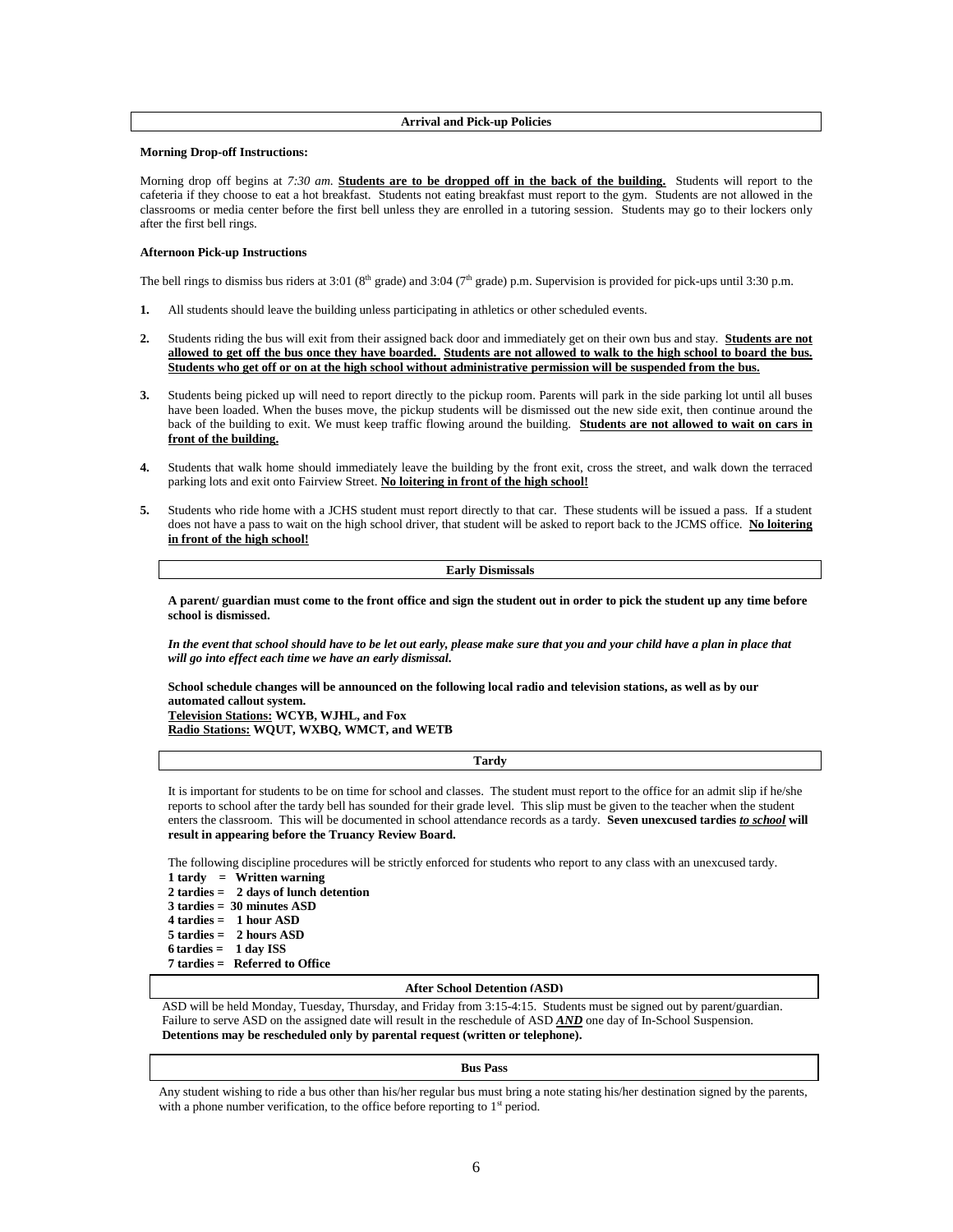## Arrival and Pick-up Policies

**Morning Drop-off Instructions:**

Morning drop off begins at *7:30 am.* **Students are to be dropped off in the back of the building.** Students will report to the cafeteria if they choose to eat a hot breakfast. Students not eating breakfast must report to the gym. Students are not allowed in the classrooms or media center before the first bell unless they are enrolled in a tutoring session. Students may go to their lockers only after the first bell rings.

**Afternoon Pick-up Instructions**

The bell rings to dismiss bus riders at 3:01 (8th grade) and 3:04 (7th grade) p.m. Supervision is provided for pick-ups until 3:30 p.m.

1. All students should leave the building unless participating in athletics or other scheduled events.
2. Students riding the bus will exit from their assigned back door and immediately get on their own bus and stay. **Students are not allowed to get off the bus once they have boarded. Students are not allowed to walk to the high school to board the bus. Students who get off or on at the high school without administrative permission will be suspended from the bus.**
3. Students being picked up will need to report directly to the pickup room. Parents will park in the side parking lot until all buses have been loaded. When the buses move, the pickup students will be dismissed out the new side exit, then continue around the back of the building to exit. We must keep traffic flowing around the building. **Students are not allowed to wait on cars in front of the building.**
4. Students that walk home should immediately leave the building by the front exit, cross the street, and walk down the terraced parking lots and exit onto Fairview Street. **No loitering in front of the high school!**
5. Students who ride home with a JCHS student must report directly to that car. These students will be issued a pass. If a student does not have a pass to wait on the high school driver, that student will be asked to report back to the JCMS office. **No loitering in front of the high school!**

## Early Dismissals

**A parent/ guardian must come to the front office and sign the student out in order to pick the student up any time before school is dismissed.**

***In the event that school should have to be let out early, please make sure that you and your child have a plan in place that will go into effect each time we have an early dismissal.***

**School schedule changes will be announced on the following local radio and television stations, as well as by our automated callout system.**
**Television Stations: WCYB, WJHL, and Fox**
**Radio Stations: WQUT, WXBQ, WMCT, and WETB**

## Tardy

It is important for students to be on time for school and classes. The student must report to the office for an admit slip if he/she reports to school after the tardy bell has sounded for their grade level. This slip must be given to the teacher when the student enters the classroom. This will be documented in school attendance records as a tardy. **Seven unexcused tardies *to school* will result in appearing before the Truancy Review Board.**

The following discipline procedures will be strictly enforced for students who report to any class with an unexcused tardy.

**1 tardy = Written warning**
**2 tardies = 2 days of lunch detention**
**3 tardies = 30 minutes ASD**
**4 tardies = 1 hour ASD**
**5 tardies = 2 hours ASD**
**6 tardies = 1 day ISS**
**7 tardies = Referred to Office**

## After School Detention (ASD)

ASD will be held Monday, Tuesday, Thursday, and Friday from 3:15-4:15. Students must be signed out by parent/guardian. Failure to serve ASD on the assigned date will result in the reschedule of ASD ***AND*** one day of In-School Suspension. **Detentions may be rescheduled only by parental request (written or telephone).**

## Bus Pass

Any student wishing to ride a bus other than his/her regular bus must bring a note stating his/her destination signed by the parents, with a phone number verification, to the office before reporting to 1st period.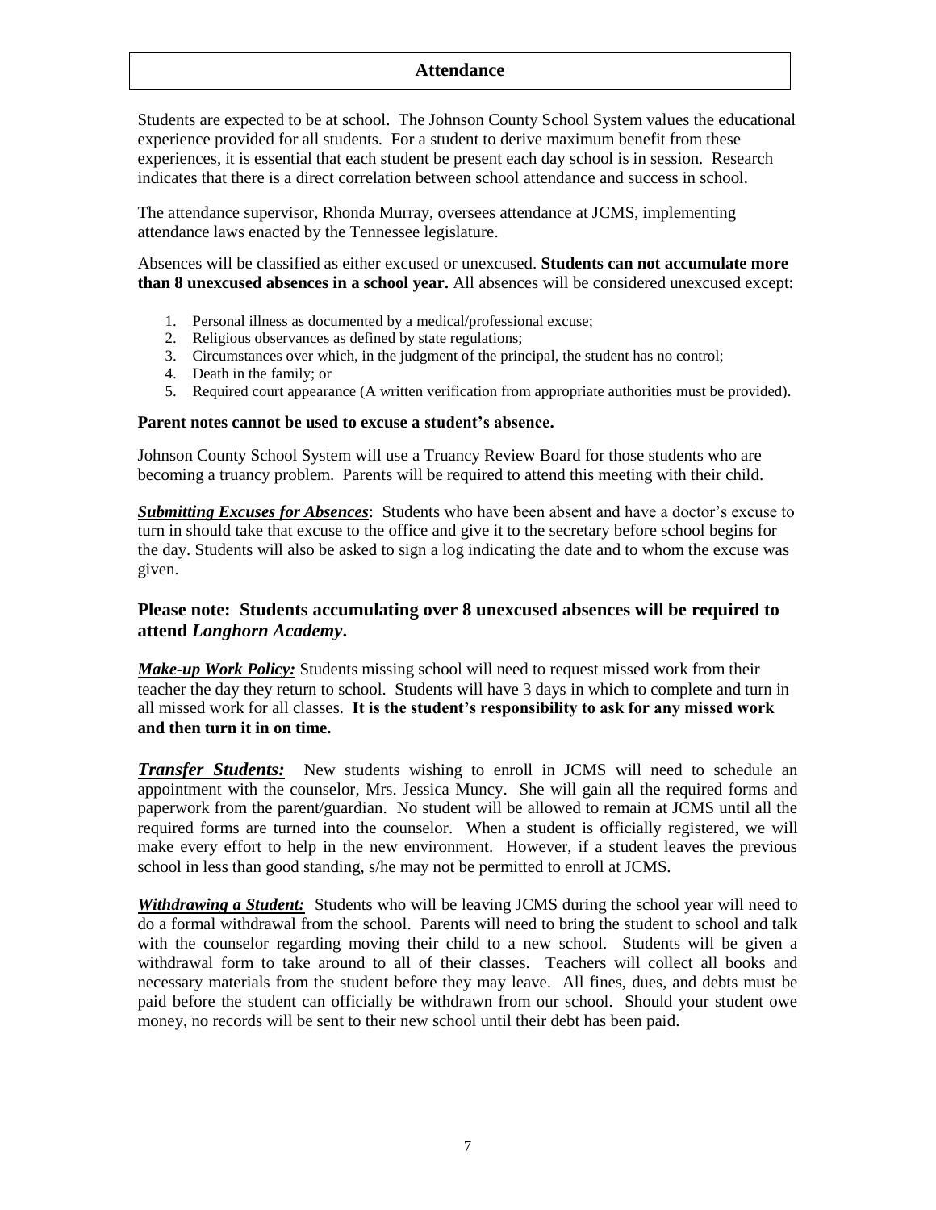## Attendance

Students are expected to be at school. The Johnson County School System values the educational experience provided for all students. For a student to derive maximum benefit from these experiences, it is essential that each student be present each day school is in session. Research indicates that there is a direct correlation between school attendance and success in school.

The attendance supervisor, Rhonda Murray, oversees attendance at JCMS, implementing attendance laws enacted by the Tennessee legislature.

Absences will be classified as either excused or unexcused. **Students can not accumulate more than 8 unexcused absences in a school year.** All absences will be considered unexcused except:

1. Personal illness as documented by a medical/professional excuse;
2. Religious observances as defined by state regulations;
3. Circumstances over which, in the judgment of the principal, the student has no control;
4. Death in the family; or
5. Required court appearance (A written verification from appropriate authorities must be provided).

**Parent notes cannot be used to excuse a student's absence.**

Johnson County School System will use a Truancy Review Board for those students who are becoming a truancy problem. Parents will be required to attend this meeting with their child.

***Submitting Excuses for Absences***: Students who have been absent and have a doctor's excuse to turn in should take that excuse to the office and give it to the secretary before school begins for the day. Students will also be asked to sign a log indicating the date and to whom the excuse was given.

### Please note: Students accumulating over 8 unexcused absences will be required to attend *Longhorn Academy*.

***Make-up Work Policy:*** Students missing school will need to request missed work from their teacher the day they return to school. Students will have 3 days in which to complete and turn in all missed work for all classes. **It is the student's responsibility to ask for any missed work and then turn it in on time.**

***Transfer Students:*** New students wishing to enroll in JCMS will need to schedule an appointment with the counselor, Mrs. Jessica Muncy. She will gain all the required forms and paperwork from the parent/guardian. No student will be allowed to remain at JCMS until all the required forms are turned into the counselor. When a student is officially registered, we will make every effort to help in the new environment. However, if a student leaves the previous school in less than good standing, s/he may not be permitted to enroll at JCMS.

***Withdrawing a Student:*** Students who will be leaving JCMS during the school year will need to do a formal withdrawal from the school. Parents will need to bring the student to school and talk with the counselor regarding moving their child to a new school. Students will be given a withdrawal form to take around to all of their classes. Teachers will collect all books and necessary materials from the student before they may leave. All fines, dues, and debts must be paid before the student can officially be withdrawn from our school. Should your student owe money, no records will be sent to their new school until their debt has been paid.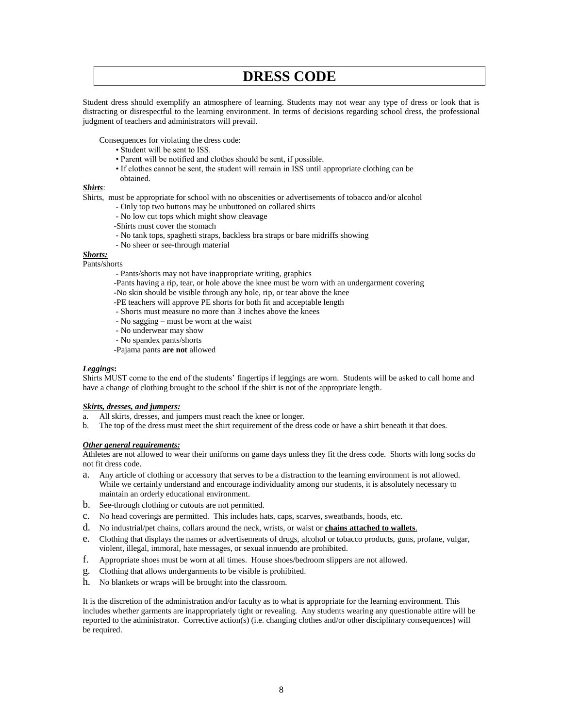# DRESS CODE

Student dress should exemplify an atmosphere of learning. Students may not wear any type of dress or look that is distracting or disrespectful to the learning environment. In terms of decisions regarding school dress, the professional judgment of teachers and administrators will prevail.

Consequences for violating the dress code:

- Student will be sent to ISS.
- Parent will be notified and clothes should be sent, if possible.
- If clothes cannot be sent, the student will remain in ISS until appropriate clothing can be obtained.

***Shirts***:

Shirts, must be appropriate for school with no obscenities or advertisements of tobacco and/or alcohol

- Only top two buttons may be unbuttoned on collared shirts
- No low cut tops which might show cleavage
- Shirts must cover the stomach
- No tank tops, spaghetti straps, backless bra straps or bare midriffs showing
- No sheer or see-through material

***Shorts:***

Pants/shorts

- Pants/shorts may not have inappropriate writing, graphics
- Pants having a rip, tear, or hole above the knee must be worn with an undergarment covering
- No skin should be visible through any hole, rip, or tear above the knee
- PE teachers will approve PE shorts for both fit and acceptable length
- Shorts must measure no more than 3 inches above the knees
- No sagging – must be worn at the waist
- No underwear may show
- No spandex pants/shorts
- Pajama pants **are not** allowed

***Leggings*:**

Shirts MUST come to the end of the students' fingertips if leggings are worn. Students will be asked to call home and have a change of clothing brought to the school if the shirt is not of the appropriate length.

***Skirts, dresses, and jumpers:***

a. All skirts, dresses, and jumpers must reach the knee or longer.
b. The top of the dress must meet the shirt requirement of the dress code or have a shirt beneath it that does.

***Other general requirements:***

Athletes are not allowed to wear their uniforms on game days unless they fit the dress code. Shorts with long socks do not fit dress code.

a. Any article of clothing or accessory that serves to be a distraction to the learning environment is not allowed. While we certainly understand and encourage individuality among our students, it is absolutely necessary to maintain an orderly educational environment.
b. See-through clothing or cutouts are not permitted.
c. No head coverings are permitted. This includes hats, caps, scarves, sweatbands, hoods, etc.
d. No industrial/pet chains, collars around the neck, wrists, or waist or **chains attached to wallets**.
e. Clothing that displays the names or advertisements of drugs, alcohol or tobacco products, guns, profane, vulgar, violent, illegal, immoral, hate messages, or sexual innuendo are prohibited.
f. Appropriate shoes must be worn at all times. House shoes/bedroom slippers are not allowed.
g. Clothing that allows undergarments to be visible is prohibited.
h. No blankets or wraps will be brought into the classroom.

It is the discretion of the administration and/or faculty as to what is appropriate for the learning environment. This includes whether garments are inappropriately tight or revealing. Any students wearing any questionable attire will be reported to the administrator. Corrective action(s) (i.e. changing clothes and/or other disciplinary consequences) will be required.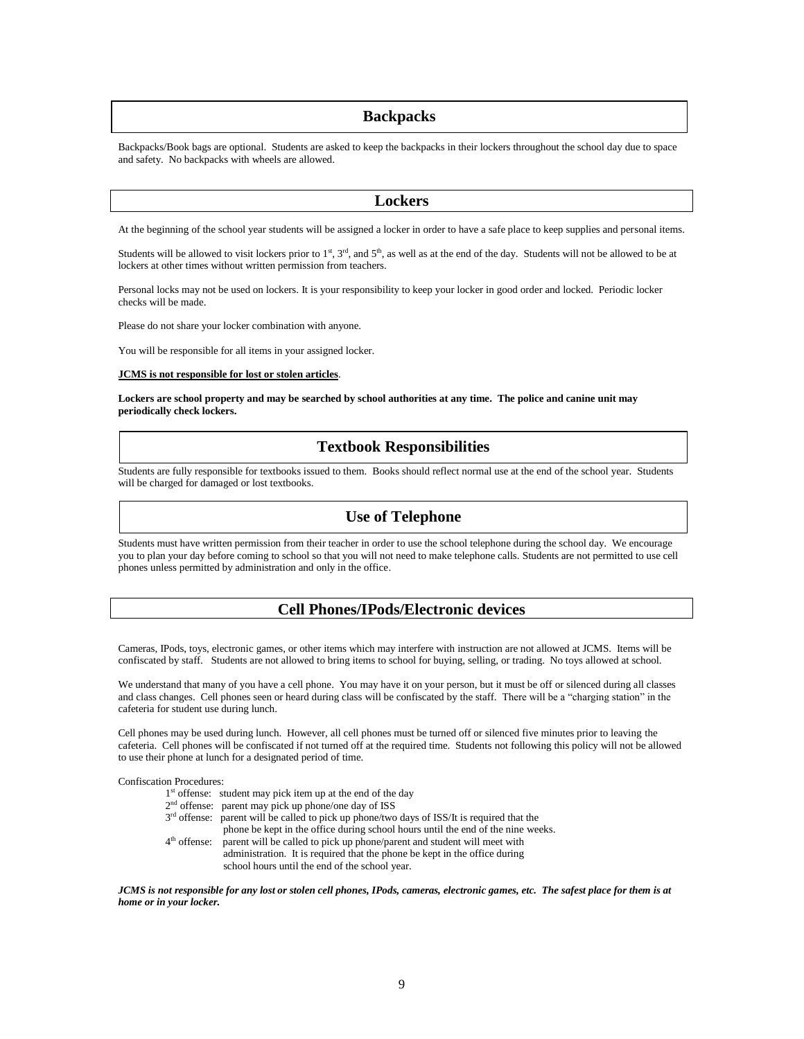## Backpacks

Backpacks/Book bags are optional. Students are asked to keep the backpacks in their lockers throughout the school day due to space and safety. No backpacks with wheels are allowed.

## Lockers

At the beginning of the school year students will be assigned a locker in order to have a safe place to keep supplies and personal items.

Students will be allowed to visit lockers prior to 1st, 3rd, and 5th, as well as at the end of the day. Students will not be allowed to be at lockers at other times without written permission from teachers.

Personal locks may not be used on lockers. It is your responsibility to keep your locker in good order and locked. Periodic locker checks will be made.

Please do not share your locker combination with anyone.

You will be responsible for all items in your assigned locker.

**<u>JCMS is not responsible for lost or stolen articles</u>**.

**Lockers are school property and may be searched by school authorities at any time. The police and canine unit may periodically check lockers.**

## Textbook Responsibilities

Students are fully responsible for textbooks issued to them. Books should reflect normal use at the end of the school year. Students will be charged for damaged or lost textbooks.

## Use of Telephone

Students must have written permission from their teacher in order to use the school telephone during the school day. We encourage you to plan your day before coming to school so that you will not need to make telephone calls. Students are not permitted to use cell phones unless permitted by administration and only in the office.

## Cell Phones/IPods/Electronic devices

Cameras, IPods, toys, electronic games, or other items which may interfere with instruction are not allowed at JCMS. Items will be confiscated by staff. Students are not allowed to bring items to school for buying, selling, or trading. No toys allowed at school.

We understand that many of you have a cell phone. You may have it on your person, but it must be off or silenced during all classes and class changes. Cell phones seen or heard during class will be confiscated by the staff. There will be a "charging station" in the cafeteria for student use during lunch.

Cell phones may be used during lunch. However, all cell phones must be turned off or silenced five minutes prior to leaving the cafeteria. Cell phones will be confiscated if not turned off at the required time. Students not following this policy will not be allowed to use their phone at lunch for a designated period of time.

Confiscation Procedures:

- 1st offense: student may pick item up at the end of the day
- 2nd offense: parent may pick up phone/one day of ISS
- 3rd offense: parent will be called to pick up phone/two days of ISS/It is required that the phone be kept in the office during school hours until the end of the nine weeks.
- 4th offense: parent will be called to pick up phone/parent and student will meet with administration. It is required that the phone be kept in the office during school hours until the end of the school year.

***JCMS is not responsible for any lost or stolen cell phones, IPods, cameras, electronic games, etc. The safest place for them is at home or in your locker.***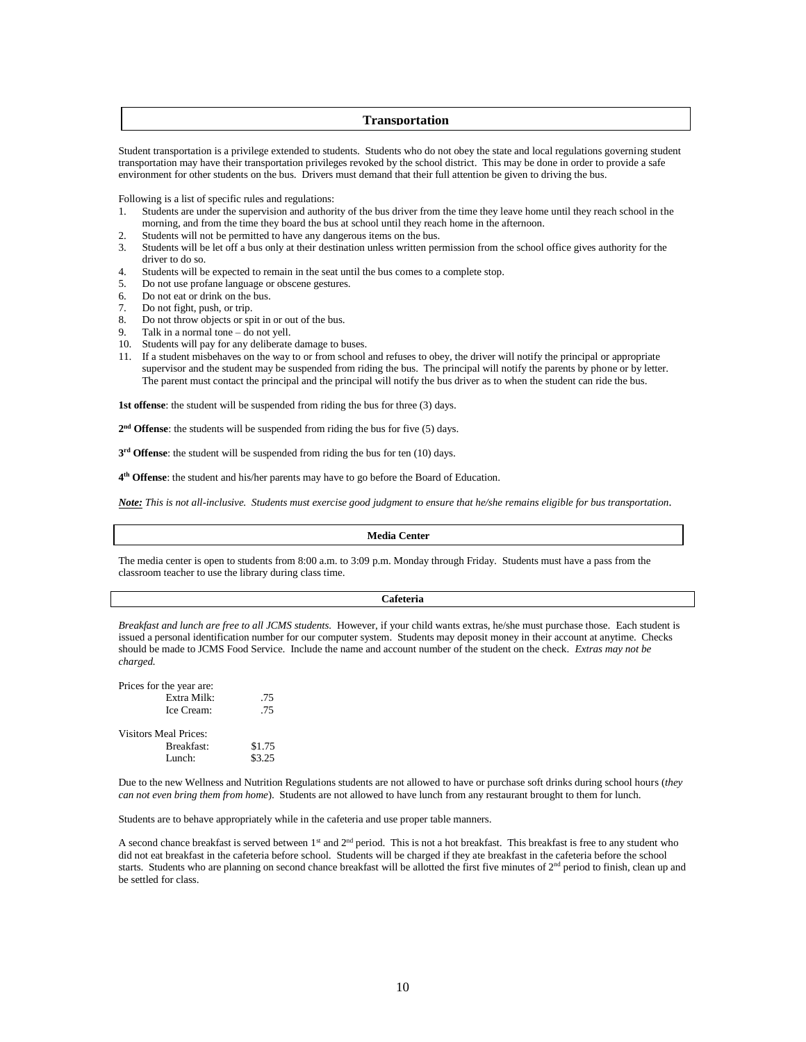## Transportation

Student transportation is a privilege extended to students. Students who do not obey the state and local regulations governing student transportation may have their transportation privileges revoked by the school district. This may be done in order to provide a safe environment for other students on the bus. Drivers must demand that their full attention be given to driving the bus.

Following is a list of specific rules and regulations:

1. Students are under the supervision and authority of the bus driver from the time they leave home until they reach school in the morning, and from the time they board the bus at school until they reach home in the afternoon.
2. Students will not be permitted to have any dangerous items on the bus.
3. Students will be let off a bus only at their destination unless written permission from the school office gives authority for the driver to do so.
4. Students will be expected to remain in the seat until the bus comes to a complete stop.
5. Do not use profane language or obscene gestures.
6. Do not eat or drink on the bus.
7. Do not fight, push, or trip.
8. Do not throw objects or spit in or out of the bus.
9. Talk in a normal tone – do not yell.
10. Students will pay for any deliberate damage to buses.
11. If a student misbehaves on the way to or from school and refuses to obey, the driver will notify the principal or appropriate supervisor and the student may be suspended from riding the bus. The principal will notify the parents by phone or by letter. The parent must contact the principal and the principal will notify the bus driver as to when the student can ride the bus.

**1st offense**: the student will be suspended from riding the bus for three (3) days.

**2nd Offense**: the students will be suspended from riding the bus for five (5) days.

**3rd Offense**: the student will be suspended from riding the bus for ten (10) days.

**4th Offense**: the student and his/her parents may have to go before the Board of Education.

***Note:*** *This is not all-inclusive. Students must exercise good judgment to ensure that he/she remains eligible for bus transportation.*

## Media Center

The media center is open to students from 8:00 a.m. to 3:09 p.m. Monday through Friday. Students must have a pass from the classroom teacher to use the library during class time.

## Cafeteria

*Breakfast and lunch are free to all JCMS students.* However, if your child wants extras, he/she must purchase those. Each student is issued a personal identification number for our computer system. Students may deposit money in their account at anytime. Checks should be made to JCMS Food Service. Include the name and account number of the student on the check. *Extras may not be charged.*

Prices for the year are:

| | |
|---|---|
| Extra Milk: | .75 |
| Ice Cream: | .75 |

Visitors Meal Prices:

| | |
|---|---|
| Breakfast: | $1.75 |
| Lunch: | $3.25 |

Due to the new Wellness and Nutrition Regulations students are not allowed to have or purchase soft drinks during school hours (*they can not even bring them from home*). Students are not allowed to have lunch from any restaurant brought to them for lunch.

Students are to behave appropriately while in the cafeteria and use proper table manners.

A second chance breakfast is served between 1st and 2nd period. This is not a hot breakfast. This breakfast is free to any student who did not eat breakfast in the cafeteria before school. Students will be charged if they ate breakfast in the cafeteria before the school starts. Students who are planning on second chance breakfast will be allotted the first five minutes of 2nd period to finish, clean up and be settled for class.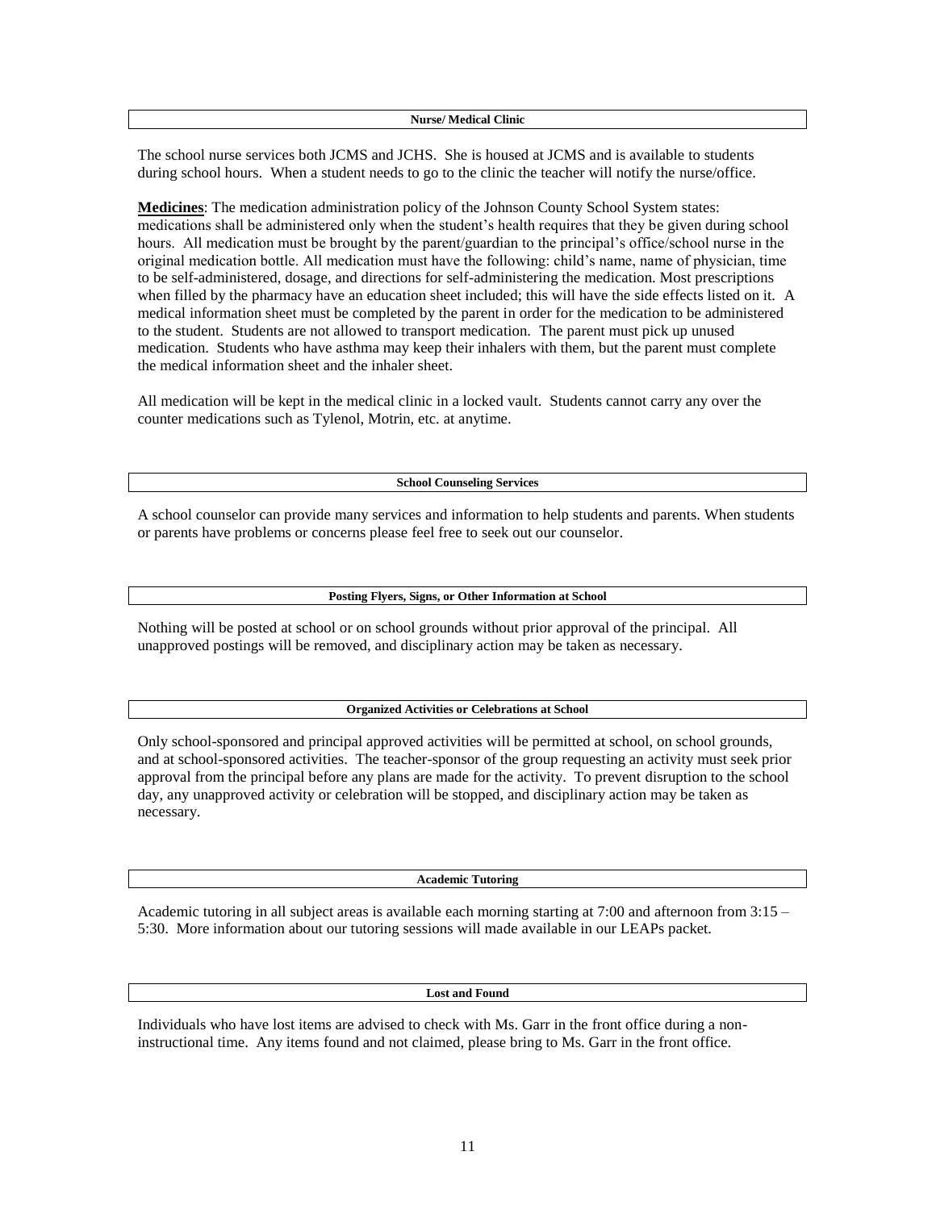## Nurse/ Medical Clinic

The school nurse services both JCMS and JCHS. She is housed at JCMS and is available to students during school hours. When a student needs to go to the clinic the teacher will notify the nurse/office.

**Medicines**: The medication administration policy of the Johnson County School System states: medications shall be administered only when the student's health requires that they be given during school hours. All medication must be brought by the parent/guardian to the principal's office/school nurse in the original medication bottle. All medication must have the following: child's name, name of physician, time to be self-administered, dosage, and directions for self-administering the medication. Most prescriptions when filled by the pharmacy have an education sheet included; this will have the side effects listed on it. A medical information sheet must be completed by the parent in order for the medication to be administered to the student. Students are not allowed to transport medication. The parent must pick up unused medication. Students who have asthma may keep their inhalers with them, but the parent must complete the medical information sheet and the inhaler sheet.

All medication will be kept in the medical clinic in a locked vault. Students cannot carry any over the counter medications such as Tylenol, Motrin, etc. at anytime.

## School Counseling Services

A school counselor can provide many services and information to help students and parents. When students or parents have problems or concerns please feel free to seek out our counselor.

## Posting Flyers, Signs, or Other Information at School

Nothing will be posted at school or on school grounds without prior approval of the principal. All unapproved postings will be removed, and disciplinary action may be taken as necessary.

## Organized Activities or Celebrations at School

Only school-sponsored and principal approved activities will be permitted at school, on school grounds, and at school-sponsored activities. The teacher-sponsor of the group requesting an activity must seek prior approval from the principal before any plans are made for the activity. To prevent disruption to the school day, any unapproved activity or celebration will be stopped, and disciplinary action may be taken as necessary.

## Academic Tutoring

Academic tutoring in all subject areas is available each morning starting at 7:00 and afternoon from 3:15 – 5:30. More information about our tutoring sessions will made available in our LEAPs packet.

## Lost and Found

Individuals who have lost items are advised to check with Ms. Garr in the front office during a non-instructional time. Any items found and not claimed, please bring to Ms. Garr in the front office.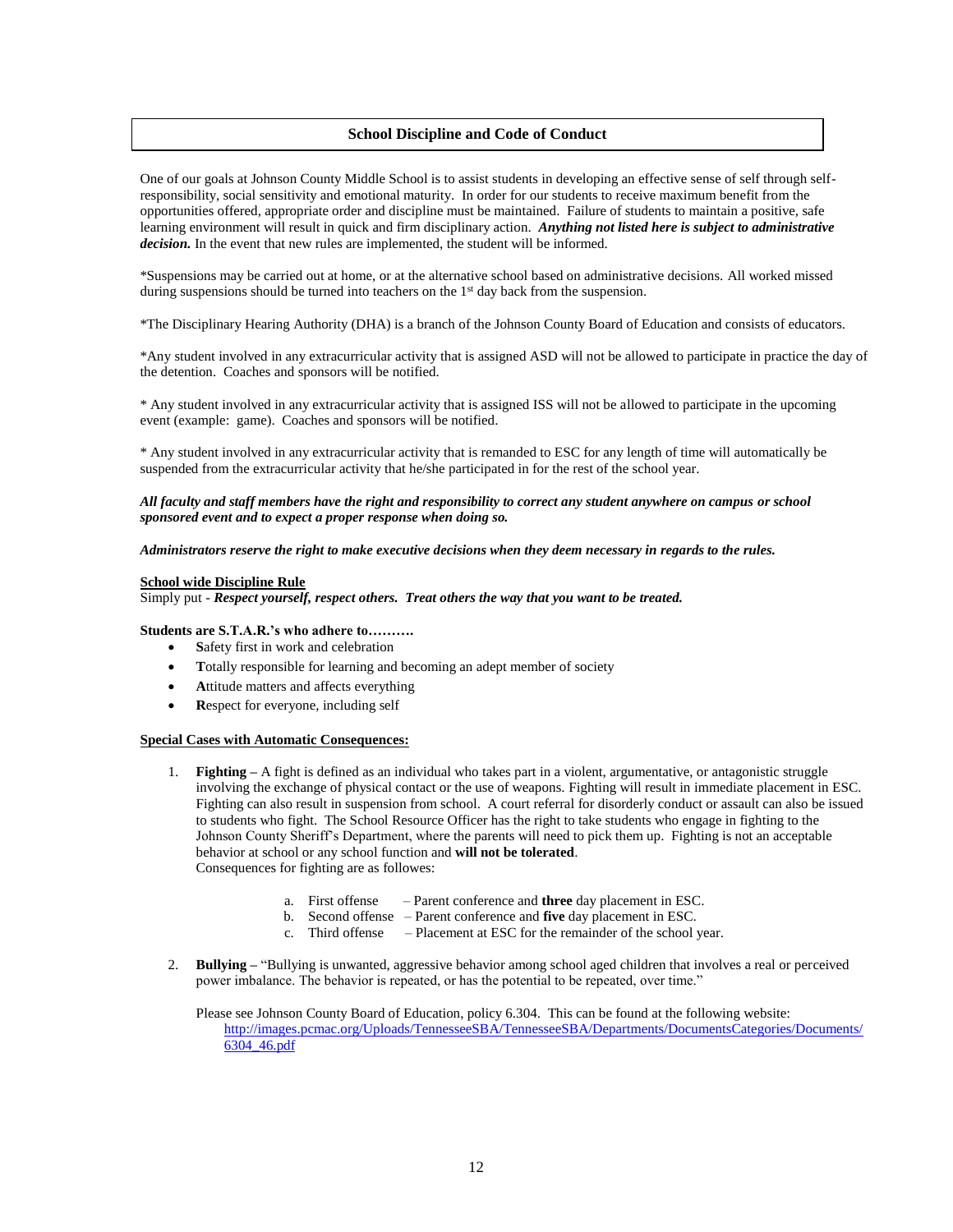## School Discipline and Code of Conduct

One of our goals at Johnson County Middle School is to assist students in developing an effective sense of self through self-responsibility, social sensitivity and emotional maturity. In order for our students to receive maximum benefit from the opportunities offered, appropriate order and discipline must be maintained. Failure of students to maintain a positive, safe learning environment will result in quick and firm disciplinary action. ***Anything not listed here is subject to administrative decision.*** In the event that new rules are implemented, the student will be informed.

*Suspensions may be carried out at home, or at the alternative school based on administrative decisions. All worked missed during suspensions should be turned into teachers on the 1st day back from the suspension.

*The Disciplinary Hearing Authority (DHA) is a branch of the Johnson County Board of Education and consists of educators.

*Any student involved in any extracurricular activity that is assigned ASD will not be allowed to participate in practice the day of the detention. Coaches and sponsors will be notified.

* Any student involved in any extracurricular activity that is assigned ISS will not be allowed to participate in the upcoming event (example: game). Coaches and sponsors will be notified.

* Any student involved in any extracurricular activity that is remanded to ESC for any length of time will automatically be suspended from the extracurricular activity that he/she participated in for the rest of the school year.

***All faculty and staff members have the right and responsibility to correct any student anywhere on campus or school sponsored event and to expect a proper response when doing so.***

***Administrators reserve the right to make executive decisions when they deem necessary in regards to the rules.***

**School wide Discipline Rule**
Simply put - ***Respect yourself, respect others. Treat others the way that you want to be treated.***

**Students are S.T.A.R.'s who adhere to……….**

- **S**afety first in work and celebration
- **T**otally responsible for learning and becoming an adept member of society
- **A**ttitude matters and affects everything
- **R**espect for everyone, including self

**Special Cases with Automatic Consequences:**

1. **Fighting –** A fight is defined as an individual who takes part in a violent, argumentative, or antagonistic struggle involving the exchange of physical contact or the use of weapons. Fighting will result in immediate placement in ESC. Fighting can also result in suspension from school. A court referral for disorderly conduct or assault can also be issued to students who fight. The School Resource Officer has the right to take students who engage in fighting to the Johnson County Sheriff's Department, where the parents will need to pick them up. Fighting is not an acceptable behavior at school or any school function and **will not be tolerated**.
   Consequences for fighting are as followes:

   a. First offense – Parent conference and **three** day placement in ESC.
   b. Second offense – Parent conference and **five** day placement in ESC.
   c. Third offense – Placement at ESC for the remainder of the school year.

2. **Bullying –** "Bullying is unwanted, aggressive behavior among school aged children that involves a real or perceived power imbalance. The behavior is repeated, or has the potential to be repeated, over time."

   Please see Johnson County Board of Education, policy 6.304. This can be found at the following website:
   http://images.pcmac.org/Uploads/TennesseeSBA/TennesseeSBA/Departments/DocumentsCategories/Documents/6304_46.pdf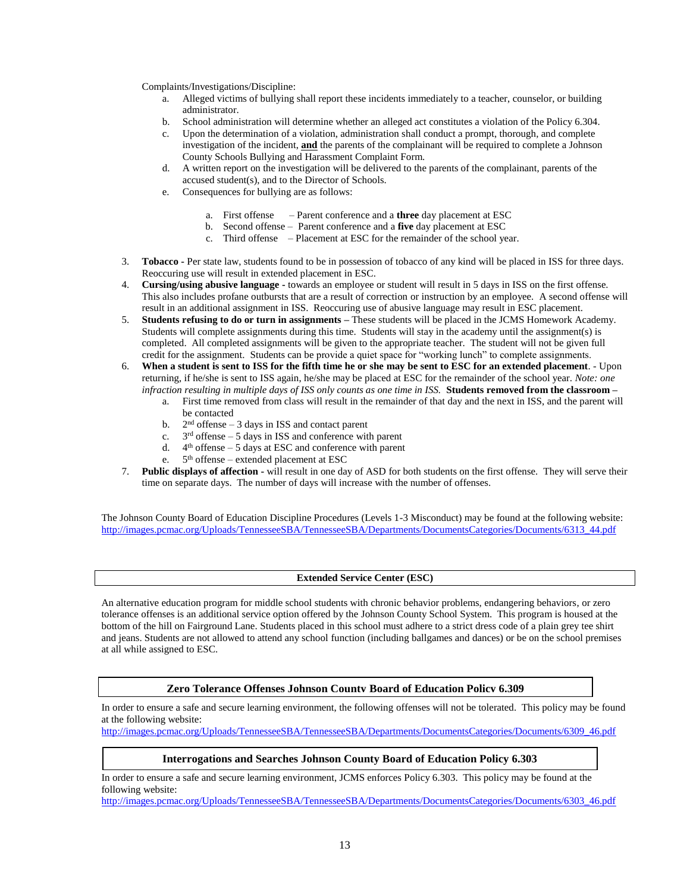Complaints/Investigations/Discipline:

a. Alleged victims of bullying shall report these incidents immediately to a teacher, counselor, or building administrator.
b. School administration will determine whether an alleged act constitutes a violation of the Policy 6.304.
c. Upon the determination of a violation, administration shall conduct a prompt, thorough, and complete investigation of the incident, **and** the parents of the complainant will be required to complete a Johnson County Schools Bullying and Harassment Complaint Form.
d. A written report on the investigation will be delivered to the parents of the complainant, parents of the accused student(s), and to the Director of Schools.
e. Consequences for bullying are as follows:

    a. First offense – Parent conference and a **three** day placement at ESC
    b. Second offense – Parent conference and a **five** day placement at ESC
    c. Third offense – Placement at ESC for the remainder of the school year.

3. **Tobacco -** Per state law, students found to be in possession of tobacco of any kind will be placed in ISS for three days. Reoccuring use will result in extended placement in ESC.
4. **Cursing/using abusive language -** towards an employee or student will result in 5 days in ISS on the first offense. This also includes profane outbursts that are a result of correction or instruction by an employee. A second offense will result in an additional assignment in ISS. Reoccuring use of abusive language may result in ESC placement.
5. **Students refusing to do or turn in assignments –** These students will be placed in the JCMS Homework Academy. Students will complete assignments during this time. Students will stay in the academy until the assignment(s) is completed. All completed assignments will be given to the appropriate teacher. The student will not be given full credit for the assignment. Students can be provide a quiet space for "working lunch" to complete assignments.
6. **When a student is sent to ISS for the fifth time he or she may be sent to ESC for an extended placement**. - Upon returning, if he/she is sent to ISS again, he/she may be placed at ESC for the remainder of the school year. *Note: one infraction resulting in multiple days of ISS only counts as one time in ISS.* **Students removed from the classroom –**
    a. First time removed from class will result in the remainder of that day and the next in ISS, and the parent will be contacted
    b. 2nd offense – 3 days in ISS and contact parent
    c. 3rd offense – 5 days in ISS and conference with parent
    d. 4th offense – 5 days at ESC and conference with parent
    e. 5th offense – extended placement at ESC
7. **Public displays of affection -** will result in one day of ASD for both students on the first offense. They will serve their time on separate days. The number of days will increase with the number of offenses.

The Johnson County Board of Education Discipline Procedures (Levels 1-3 Misconduct) may be found at the following website: http://images.pcmac.org/Uploads/TennesseeSBA/TennesseeSBA/Departments/DocumentsCategories/Documents/6313_44.pdf

## Extended Service Center (ESC)

An alternative education program for middle school students with chronic behavior problems, endangering behaviors, or zero tolerance offenses is an additional service option offered by the Johnson County School System. This program is housed at the bottom of the hill on Fairground Lane. Students placed in this school must adhere to a strict dress code of a plain grey tee shirt and jeans. Students are not allowed to attend any school function (including ballgames and dances) or be on the school premises at all while assigned to ESC.

## Zero Tolerance Offenses Johnson County Board of Education Policy 6.309

In order to ensure a safe and secure learning environment, the following offenses will not be tolerated. This policy may be found at the following website:
http://images.pcmac.org/Uploads/TennesseeSBA/TennesseeSBA/Departments/DocumentsCategories/Documents/6309_46.pdf

## Interrogations and Searches Johnson County Board of Education Policy 6.303

In order to ensure a safe and secure learning environment, JCMS enforces Policy 6.303. This policy may be found at the following website:
http://images.pcmac.org/Uploads/TennesseeSBA/TennesseeSBA/Departments/DocumentsCategories/Documents/6303_46.pdf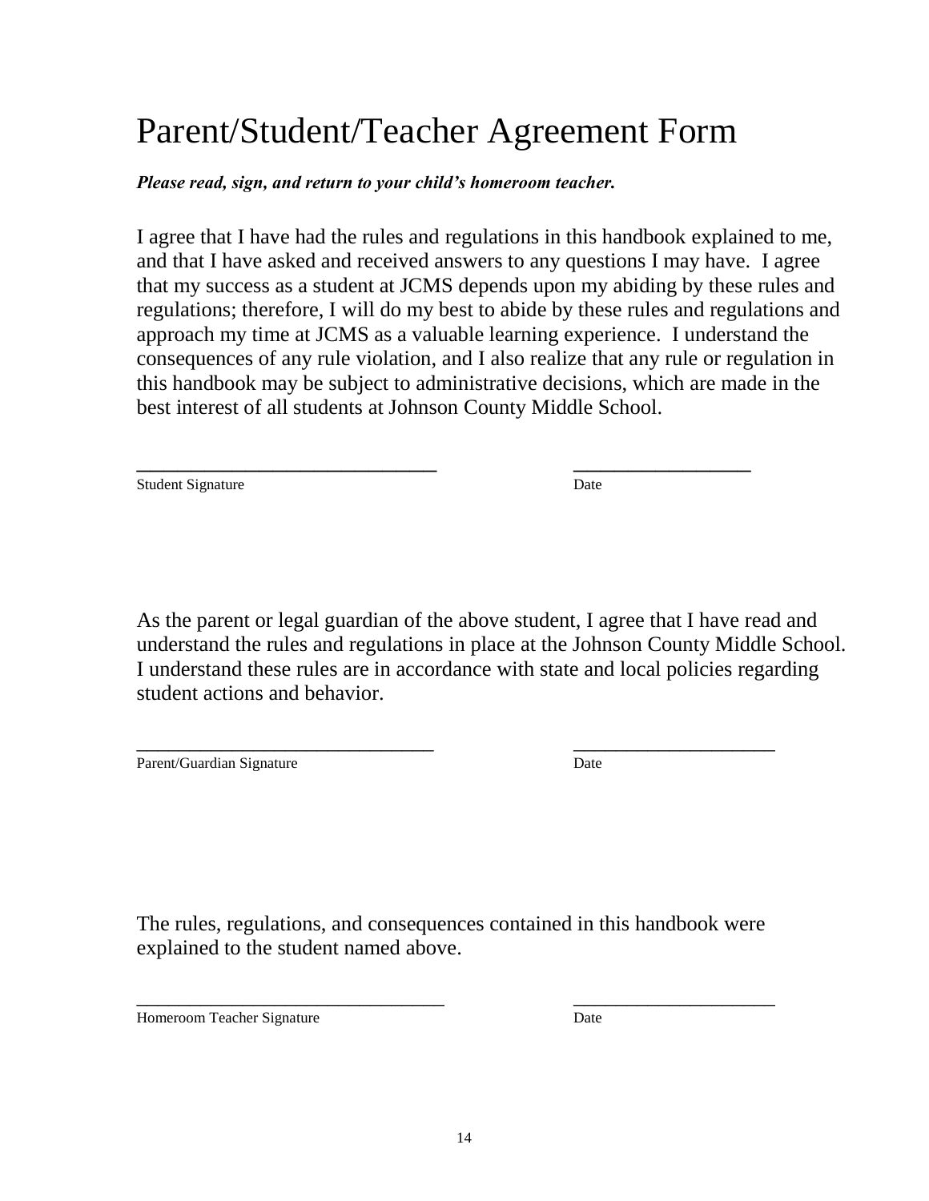# Parent/Student/Teacher Agreement Form

***Please read, sign, and return to your child's homeroom teacher.***

I agree that I have had the rules and regulations in this handbook explained to me, and that I have asked and received answers to any questions I may have. I agree that my success as a student at JCMS depends upon my abiding by these rules and regulations; therefore, I will do my best to abide by these rules and regulations and approach my time at JCMS as a valuable learning experience. I understand the consequences of any rule violation, and I also realize that any rule or regulation in this handbook may be subject to administrative decisions, which are made in the best interest of all students at Johnson County Middle School.

_____________________________ &nbsp;&nbsp;&nbsp;&nbsp;&nbsp;&nbsp;&nbsp;&nbsp; _________________

Student Signature &nbsp;&nbsp;&nbsp;&nbsp;&nbsp;&nbsp;&nbsp;&nbsp;&nbsp;&nbsp;&nbsp;&nbsp;&nbsp;&nbsp;&nbsp;&nbsp;&nbsp;&nbsp;&nbsp;&nbsp;&nbsp;&nbsp;&nbsp;&nbsp;&nbsp;&nbsp;&nbsp;&nbsp;&nbsp; Date

As the parent or legal guardian of the above student, I agree that I have read and understand the rules and regulations in place at the Johnson County Middle School. I understand these rules are in accordance with state and local policies regarding student actions and behavior.

_______________________________ &nbsp;&nbsp;&nbsp;&nbsp;&nbsp;&nbsp;&nbsp;&nbsp; _____________________

Parent/Guardian Signature &nbsp;&nbsp;&nbsp;&nbsp;&nbsp;&nbsp;&nbsp;&nbsp;&nbsp;&nbsp;&nbsp;&nbsp;&nbsp;&nbsp;&nbsp;&nbsp;&nbsp;&nbsp;&nbsp;&nbsp; Date

The rules, regulations, and consequences contained in this handbook were explained to the student named above.

________________________________ &nbsp;&nbsp;&nbsp;&nbsp;&nbsp;&nbsp;&nbsp;&nbsp; _____________________

Homeroom Teacher Signature &nbsp;&nbsp;&nbsp;&nbsp;&nbsp;&nbsp;&nbsp;&nbsp;&nbsp;&nbsp;&nbsp;&nbsp;&nbsp;&nbsp;&nbsp;&nbsp;&nbsp; Date